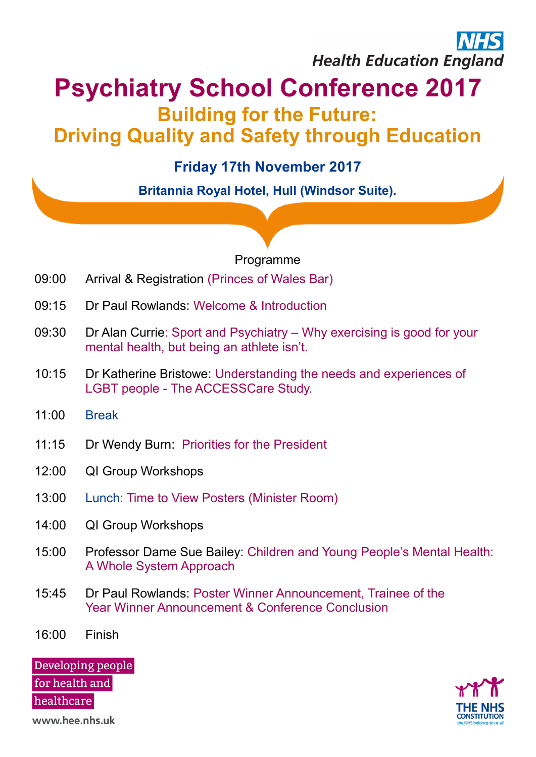NHS Health Education England

# Psychiatry School Conference 2017

## Building for the Future: Driving Quality and Safety through Education

**Friday 17th November 2017**

**Britannia Royal Hotel, Hull (Windsor Suite).**

Programme

| | |
|---|---|
| 09:00 | Arrival & Registration (Princes of Wales Bar) |
| 09:15 | Dr Paul Rowlands: Welcome & Introduction |
| 09:30 | Dr Alan Currie: Sport and Psychiatry – Why exercising is good for your mental health, but being an athlete isn't. |
| 10:15 | Dr Katherine Bristowe: Understanding the needs and experiences of LGBT people - The ACCESSCare Study. |
| 11:00 | Break |
| 11:15 | Dr Wendy Burn: Priorities for the President |
| 12:00 | QI Group Workshops |
| 13:00 | Lunch: Time to View Posters (Minister Room) |
| 14:00 | QI Group Workshops |
| 15:00 | Professor Dame Sue Bailey: Children and Young People's Mental Health: A Whole System Approach |
| 15:45 | Dr Paul Rowlands: Poster Winner Announcement, Trainee of the Year Winner Announcement & Conference Conclusion |
| 16:00 | Finish |

Developing people for health and healthcare

www.hee.nhs.uk

THE NHS CONSTITUTION the NHS belongs to us all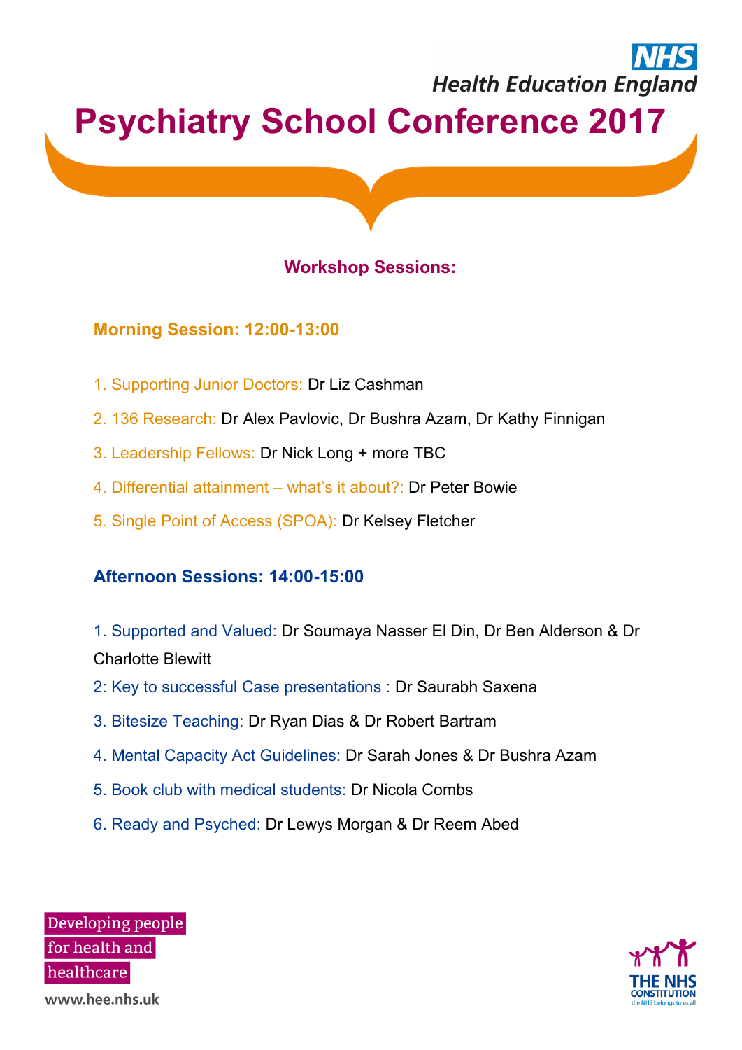NHS Health Education England

# Psychiatry School Conference 2017

## Workshop Sessions:

### Morning Session: 12:00-13:00

1. Supporting Junior Doctors: Dr Liz Cashman
2. 136 Research: Dr Alex Pavlovic, Dr Bushra Azam, Dr Kathy Finnigan
3. Leadership Fellows: Dr Nick Long + more TBC
4. Differential attainment – what's it about?: Dr Peter Bowie
5. Single Point of Access (SPOA): Dr Kelsey Fletcher

### Afternoon Sessions: 14:00-15:00

1. Supported and Valued: Dr Soumaya Nasser El Din, Dr Ben Alderson & Dr Charlotte Blewitt
2. Key to successful Case presentations : Dr Saurabh Saxena
3. Bitesize Teaching: Dr Ryan Dias & Dr Robert Bartram
4. Mental Capacity Act Guidelines: Dr Sarah Jones & Dr Bushra Azam
5. Book club with medical students: Dr Nicola Combs
6. Ready and Psyched: Dr Lewys Morgan & Dr Reem Abed

Developing people for health and healthcare

www.hee.nhs.uk

THE NHS CONSTITUTION the NHS belongs to us all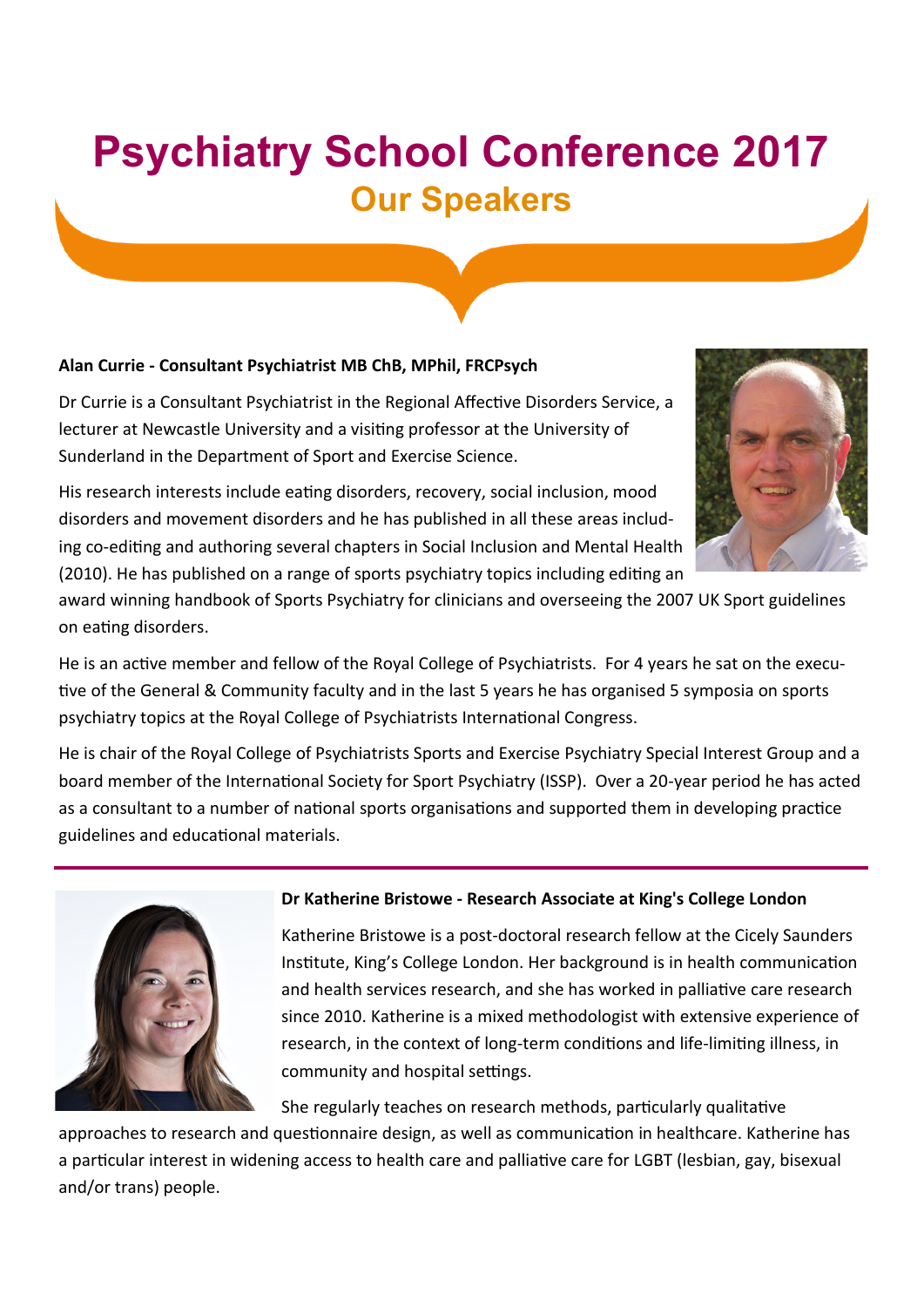# Psychiatry School Conference 2017

## Our Speakers

**Alan Currie - Consultant Psychiatrist MB ChB, MPhil, FRCPsych**

Dr Currie is a Consultant Psychiatrist in the Regional Affective Disorders Service, a lecturer at Newcastle University and a visiting professor at the University of Sunderland in the Department of Sport and Exercise Science.

His research interests include eating disorders, recovery, social inclusion, mood disorders and movement disorders and he has published in all these areas including co-editing and authoring several chapters in Social Inclusion and Mental Health (2010). He has published on a range of sports psychiatry topics including editing an award winning handbook of Sports Psychiatry for clinicians and overseeing the 2007 UK Sport guidelines on eating disorders.

He is an active member and fellow of the Royal College of Psychiatrists. For 4 years he sat on the executive of the General & Community faculty and in the last 5 years he has organised 5 symposia on sports psychiatry topics at the Royal College of Psychiatrists International Congress.

He is chair of the Royal College of Psychiatrists Sports and Exercise Psychiatry Special Interest Group and a board member of the International Society for Sport Psychiatry (ISSP). Over a 20-year period he has acted as a consultant to a number of national sports organisations and supported them in developing practice guidelines and educational materials.

---

**Dr Katherine Bristowe - Research Associate at King's College London**

Katherine Bristowe is a post-doctoral research fellow at the Cicely Saunders Institute, King's College London. Her background is in health communication and health services research, and she has worked in palliative care research since 2010. Katherine is a mixed methodologist with extensive experience of research, in the context of long-term conditions and life-limiting illness, in community and hospital settings.

She regularly teaches on research methods, particularly qualitative approaches to research and questionnaire design, as well as communication in healthcare. Katherine has a particular interest in widening access to health care and palliative care for LGBT (lesbian, gay, bisexual and/or trans) people.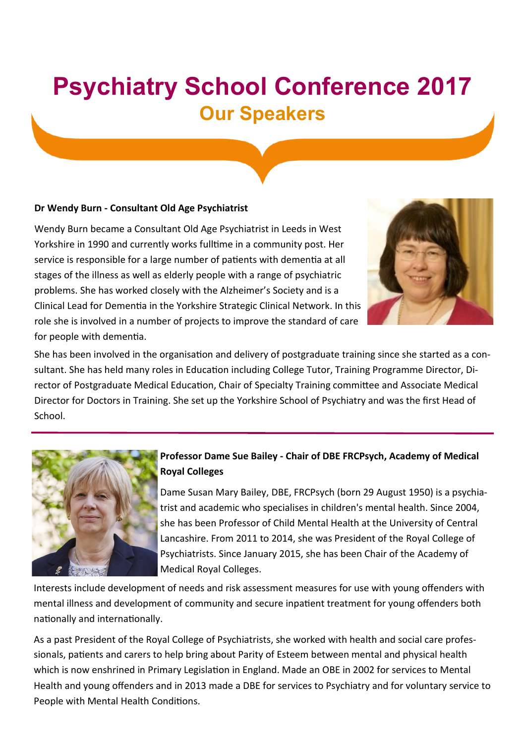# Psychiatry School Conference 2017

## Our Speakers

**Dr Wendy Burn - Consultant Old Age Psychiatrist**

Wendy Burn became a Consultant Old Age Psychiatrist in Leeds in West Yorkshire in 1990 and currently works fulltime in a community post. Her service is responsible for a large number of patients with dementia at all stages of the illness as well as elderly people with a range of psychiatric problems. She has worked closely with the Alzheimer's Society and is a Clinical Lead for Dementia in the Yorkshire Strategic Clinical Network. In this role she is involved in a number of projects to improve the standard of care for people with dementia.

She has been involved in the organisation and delivery of postgraduate training since she started as a consultant. She has held many roles in Education including College Tutor, Training Programme Director, Director of Postgraduate Medical Education, Chair of Specialty Training committee and Associate Medical Director for Doctors in Training. She set up the Yorkshire School of Psychiatry and was the first Head of School.

---

**Professor Dame Sue Bailey - Chair of DBE FRCPsych, Academy of Medical Royal Colleges**

Dame Susan Mary Bailey, DBE, FRCPsych (born 29 August 1950) is a psychiatrist and academic who specialises in children's mental health. Since 2004, she has been Professor of Child Mental Health at the University of Central Lancashire. From 2011 to 2014, she was President of the Royal College of Psychiatrists. Since January 2015, she has been Chair of the Academy of Medical Royal Colleges.

Interests include development of needs and risk assessment measures for use with young offenders with mental illness and development of community and secure inpatient treatment for young offenders both nationally and internationally.

As a past President of the Royal College of Psychiatrists, she worked with health and social care professionals, patients and carers to help bring about Parity of Esteem between mental and physical health which is now enshrined in Primary Legislation in England. Made an OBE in 2002 for services to Mental Health and young offenders and in 2013 made a DBE for services to Psychiatry and for voluntary service to People with Mental Health Conditions.